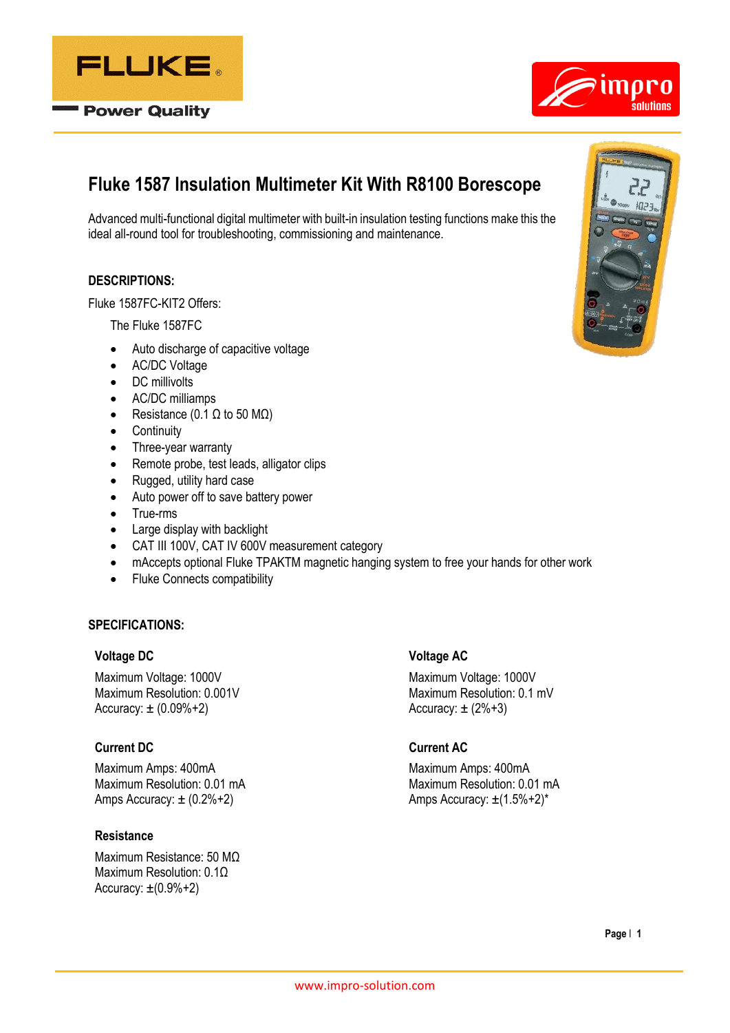# Fluke 1587 Insulation Multimeter Kit With R8100 Borescope

Advanced multi-functional digital multimeter with built-in insulation testing functions make this the ideal all-round tool for troubleshooting, commissioning and maintenance.

## DESCRIPTIONS:

Fluke 1587FC-KIT2 Offers:

The Fluke 1587FC

- Auto discharge of capacitive voltage
- AC/DC Voltage
- DC millivolts
- AC/DC milliamps
- Resistance (0.1 Ω to 50 MΩ)
- Continuity
- Three-year warranty
- Remote probe, test leads, alligator clips
- Rugged, utility hard case
- Auto power off to save battery power
- True-rms
- Large display with backlight
- CAT III 100V, CAT IV 600V measurement category
- mAccepts optional Fluke TPAKTM magnetic hanging system to free your hands for other work
- Fluke Connects compatibility

## SPECIFICATIONS:

### Voltage DC

Maximum Voltage: 1000V
Maximum Resolution: 0.001V
Accuracy: ± (0.09%+2)

### Voltage AC

Maximum Voltage: 1000V
Maximum Resolution: 0.1 mV
Accuracy: ± (2%+3)

### Current DC

Maximum Amps: 400mA
Maximum Resolution: 0.01 mA
Amps Accuracy: ± (0.2%+2)

### Current AC

Maximum Amps: 400mA
Maximum Resolution: 0.01 mA
Amps Accuracy: ±(1.5%+2)*

### Resistance

Maximum Resistance: 50 MΩ
Maximum Resolution: 0.1Ω
Accuracy: ±(0.9%+2)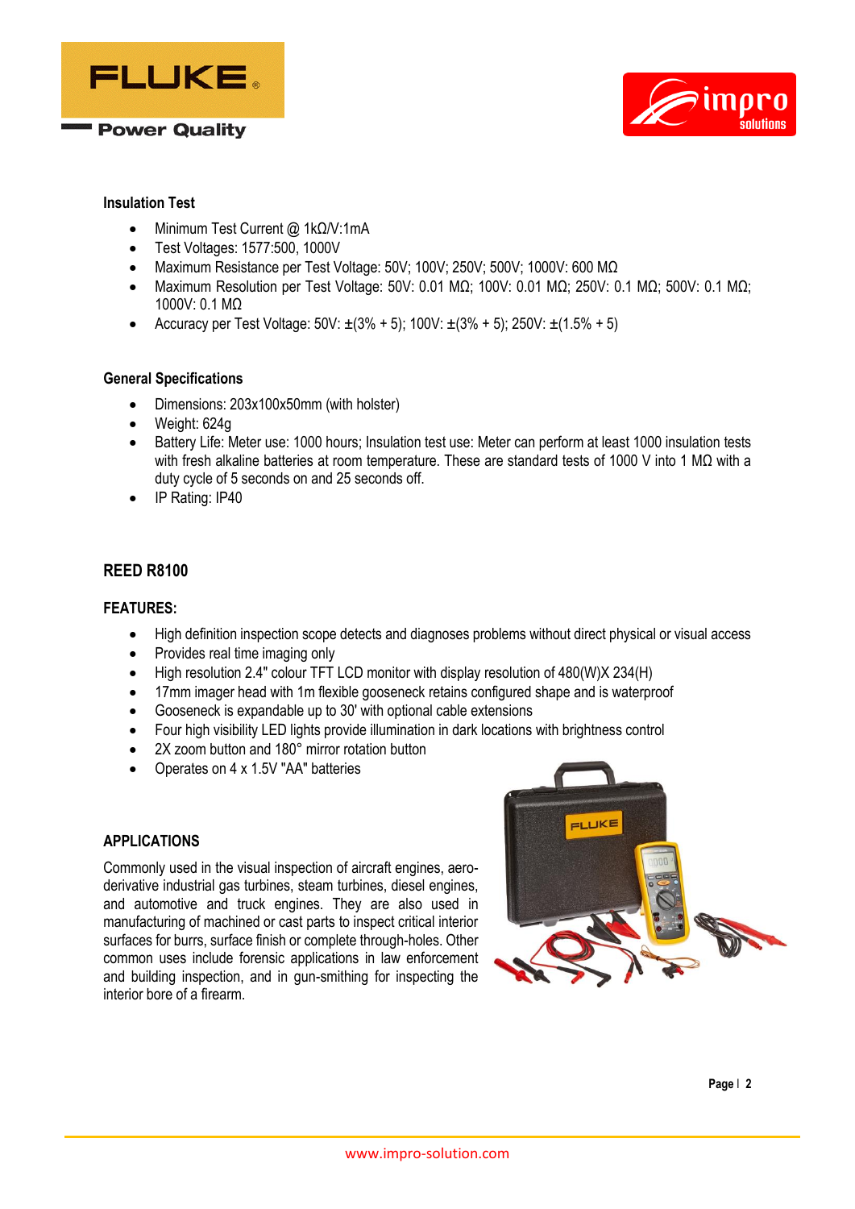**Insulation Test**

- Minimum Test Current @ 1kΩ/V:1mA
- Test Voltages: 1577:500, 1000V
- Maximum Resistance per Test Voltage: 50V; 100V; 250V; 500V; 1000V: 600 MΩ
- Maximum Resolution per Test Voltage: 50V: 0.01 MΩ; 100V: 0.01 MΩ; 250V: 0.1 MΩ; 500V: 0.1 MΩ; 1000V: 0.1 MΩ
- Accuracy per Test Voltage: 50V: ±(3% + 5); 100V: ±(3% + 5); 250V: ±(1.5% + 5)

**General Specifications**

- Dimensions: 203x100x50mm (with holster)
- Weight: 624g
- Battery Life: Meter use: 1000 hours; Insulation test use: Meter can perform at least 1000 insulation tests with fresh alkaline batteries at room temperature. These are standard tests of 1000 V into 1 MΩ with a duty cycle of 5 seconds on and 25 seconds off.
- IP Rating: IP40

## REED R8100

### FEATURES:

- High definition inspection scope detects and diagnoses problems without direct physical or visual access
- Provides real time imaging only
- High resolution 2.4" colour TFT LCD monitor with display resolution of 480(W)X 234(H)
- 17mm imager head with 1m flexible gooseneck retains configured shape and is waterproof
- Gooseneck is expandable up to 30' with optional cable extensions
- Four high visibility LED lights provide illumination in dark locations with brightness control
- 2X zoom button and 180° mirror rotation button
- Operates on 4 x 1.5V "AA" batteries

### APPLICATIONS

Commonly used in the visual inspection of aircraft engines, aero-derivative industrial gas turbines, steam turbines, diesel engines, and automotive and truck engines. They are also used in manufacturing of machined or cast parts to inspect critical interior surfaces for burrs, surface finish or complete through-holes. Other common uses include forensic applications in law enforcement and building inspection, and in gun-smithing for inspecting the interior bore of a firearm.